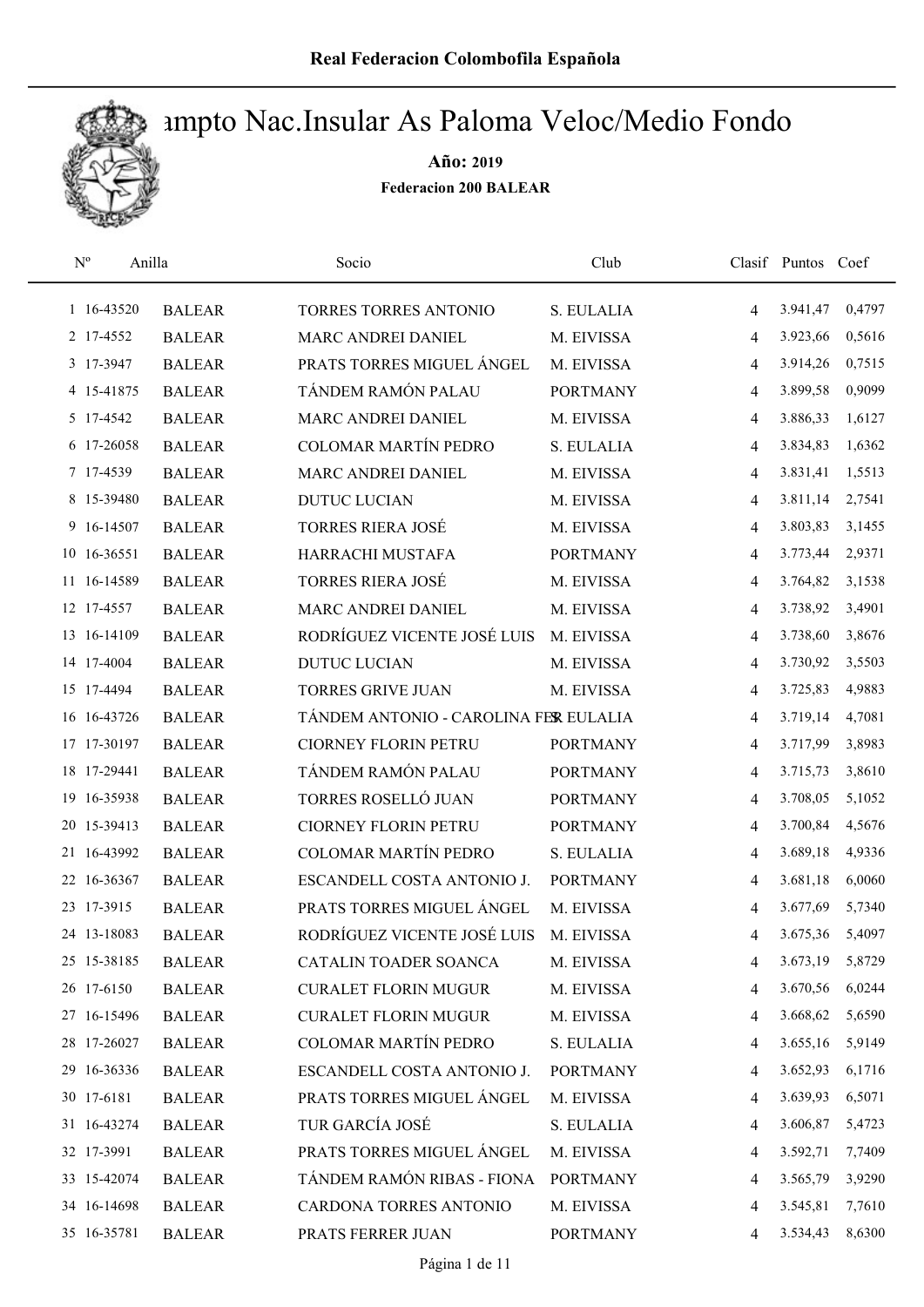**Real Federacion Colombofila Española**

# ampto Nac.Insular As Paloma Veloc/Medio Fondo

**Año: 2019**

**Federacion 200 BALEAR**

| Nº | Anilla | | Socio | Club | Clasif | Puntos | Coef |
|---|---|---|---|---|---|---|---|
| 1 | 16-43520 | BALEAR | TORRES TORRES ANTONIO | S. EULALIA | 4 | 3.941,47 | 0,4797 |
| 2 | 17-4552 | BALEAR | MARC ANDREI DANIEL | M. EIVISSA | 4 | 3.923,66 | 0,5616 |
| 3 | 17-3947 | BALEAR | PRATS TORRES MIGUEL ÁNGEL | M. EIVISSA | 4 | 3.914,26 | 0,7515 |
| 4 | 15-41875 | BALEAR | TÁNDEM RAMÓN PALAU | PORTMANY | 4 | 3.899,58 | 0,9099 |
| 5 | 17-4542 | BALEAR | MARC ANDREI DANIEL | M. EIVISSA | 4 | 3.886,33 | 1,6127 |
| 6 | 17-26058 | BALEAR | COLOMAR MARTÍN PEDRO | S. EULALIA | 4 | 3.834,83 | 1,6362 |
| 7 | 17-4539 | BALEAR | MARC ANDREI DANIEL | M. EIVISSA | 4 | 3.831,41 | 1,5513 |
| 8 | 15-39480 | BALEAR | DUTUC LUCIAN | M. EIVISSA | 4 | 3.811,14 | 2,7541 |
| 9 | 16-14507 | BALEAR | TORRES RIERA JOSÉ | M. EIVISSA | 4 | 3.803,83 | 3,1455 |
| 10 | 16-36551 | BALEAR | HARRACHI MUSTAFA | PORTMANY | 4 | 3.773,44 | 2,9371 |
| 11 | 16-14589 | BALEAR | TORRES RIERA JOSÉ | M. EIVISSA | 4 | 3.764,82 | 3,1538 |
| 12 | 17-4557 | BALEAR | MARC ANDREI DANIEL | M. EIVISSA | 4 | 3.738,92 | 3,4901 |
| 13 | 16-14109 | BALEAR | RODRÍGUEZ VICENTE JOSÉ LUIS | M. EIVISSA | 4 | 3.738,60 | 3,8676 |
| 14 | 17-4004 | BALEAR | DUTUC LUCIAN | M. EIVISSA | 4 | 3.730,92 | 3,5503 |
| 15 | 17-4494 | BALEAR | TORRES GRIVE JUAN | M. EIVISSA | 4 | 3.725,83 | 4,9883 |
| 16 | 16-43726 | BALEAR | TÁNDEM ANTONIO - CAROLINA FER | S. EULALIA | 4 | 3.719,14 | 4,7081 |
| 17 | 17-30197 | BALEAR | CIORNEY FLORIN PETRU | PORTMANY | 4 | 3.717,99 | 3,8983 |
| 18 | 17-29441 | BALEAR | TÁNDEM RAMÓN PALAU | PORTMANY | 4 | 3.715,73 | 3,8610 |
| 19 | 16-35938 | BALEAR | TORRES ROSELLÓ JUAN | PORTMANY | 4 | 3.708,05 | 5,1052 |
| 20 | 15-39413 | BALEAR | CIORNEY FLORIN PETRU | PORTMANY | 4 | 3.700,84 | 4,5676 |
| 21 | 16-43992 | BALEAR | COLOMAR MARTÍN PEDRO | S. EULALIA | 4 | 3.689,18 | 4,9336 |
| 22 | 16-36367 | BALEAR | ESCANDELL COSTA ANTONIO J. | PORTMANY | 4 | 3.681,18 | 6,0060 |
| 23 | 17-3915 | BALEAR | PRATS TORRES MIGUEL ÁNGEL | M. EIVISSA | 4 | 3.677,69 | 5,7340 |
| 24 | 13-18083 | BALEAR | RODRÍGUEZ VICENTE JOSÉ LUIS | M. EIVISSA | 4 | 3.675,36 | 5,4097 |
| 25 | 15-38185 | BALEAR | CATALIN TOADER SOANCA | M. EIVISSA | 4 | 3.673,19 | 5,8729 |
| 26 | 17-6150 | BALEAR | CURALET FLORIN MUGUR | M. EIVISSA | 4 | 3.670,56 | 6,0244 |
| 27 | 16-15496 | BALEAR | CURALET FLORIN MUGUR | M. EIVISSA | 4 | 3.668,62 | 5,6590 |
| 28 | 17-26027 | BALEAR | COLOMAR MARTÍN PEDRO | S. EULALIA | 4 | 3.655,16 | 5,9149 |
| 29 | 16-36336 | BALEAR | ESCANDELL COSTA ANTONIO J. | PORTMANY | 4 | 3.652,93 | 6,1716 |
| 30 | 17-6181 | BALEAR | PRATS TORRES MIGUEL ÁNGEL | M. EIVISSA | 4 | 3.639,93 | 6,5071 |
| 31 | 16-43274 | BALEAR | TUR GARCÍA JOSÉ | S. EULALIA | 4 | 3.606,87 | 5,4723 |
| 32 | 17-3991 | BALEAR | PRATS TORRES MIGUEL ÁNGEL | M. EIVISSA | 4 | 3.592,71 | 7,7409 |
| 33 | 15-42074 | BALEAR | TÁNDEM RAMÓN RIBAS - FIONA | PORTMANY | 4 | 3.565,79 | 3,9290 |
| 34 | 16-14698 | BALEAR | CARDONA TORRES ANTONIO | M. EIVISSA | 4 | 3.545,81 | 7,7610 |
| 35 | 16-35781 | BALEAR | PRATS FERRER JUAN | PORTMANY | 4 | 3.534,43 | 8,6300 |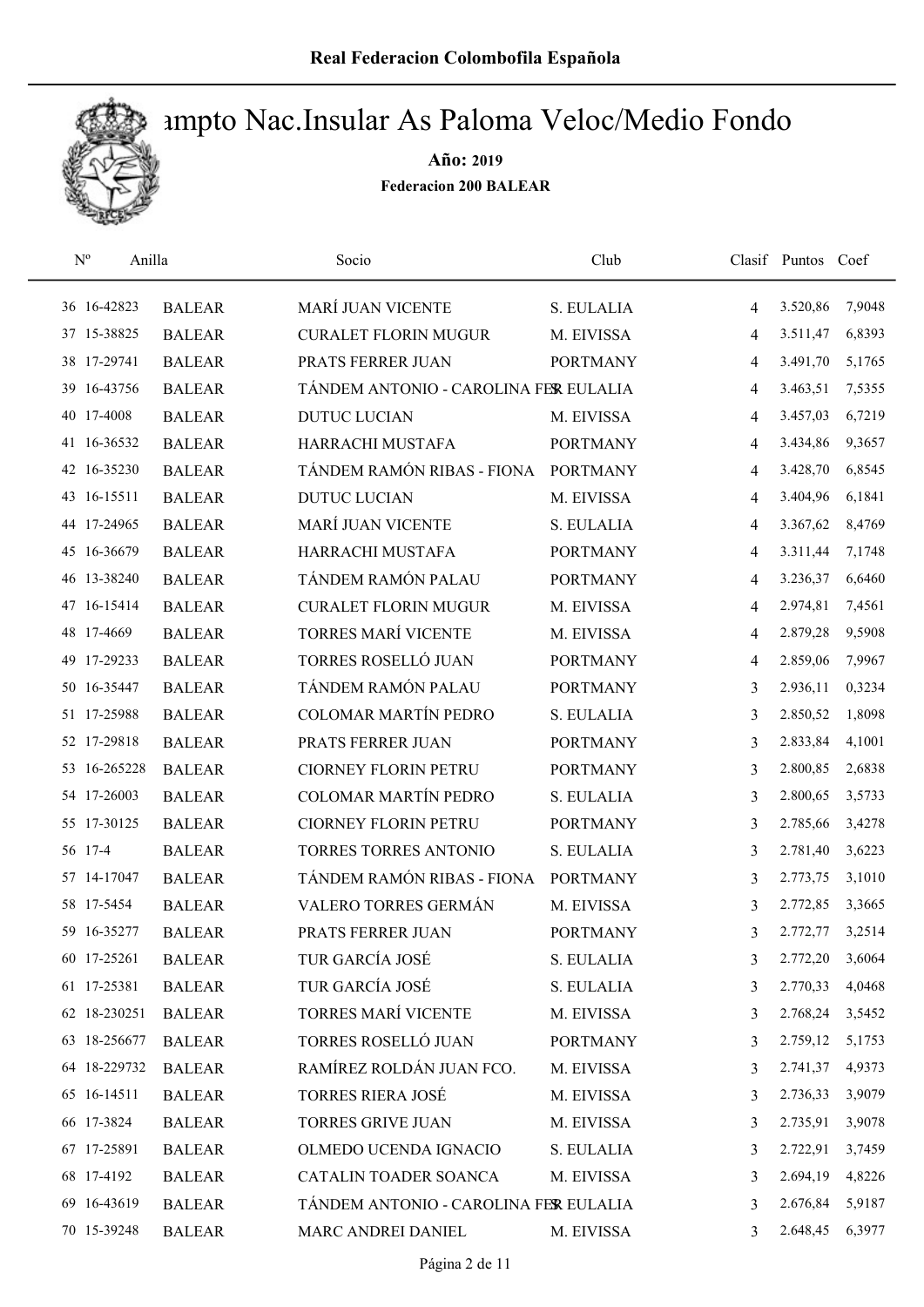Real Federacion Colombofila Española

# Campto Nac.Insular As Paloma Veloc/Medio Fondo

**Año: 2019**

**Federacion 200 BALEAR**

| Nº | Anilla | | Socio | Club | Clasif | Puntos | Coef |
|---|---|---|---|---|---|---|---|
| 36 | 16-42823 | BALEAR | MARÍ JUAN VICENTE | S. EULALIA | 4 | 3.520,86 | 7,9048 |
| 37 | 15-38825 | BALEAR | CURALET FLORIN MUGUR | M. EIVISSA | 4 | 3.511,47 | 6,8393 |
| 38 | 17-29741 | BALEAR | PRATS FERRER JUAN | PORTMANY | 4 | 3.491,70 | 5,1765 |
| 39 | 16-43756 | BALEAR | TÁNDEM ANTONIO - CAROLINA FER | S. EULALIA | 4 | 3.463,51 | 7,5355 |
| 40 | 17-4008 | BALEAR | DUTUC LUCIAN | M. EIVISSA | 4 | 3.457,03 | 6,7219 |
| 41 | 16-36532 | BALEAR | HARRACHI MUSTAFA | PORTMANY | 4 | 3.434,86 | 9,3657 |
| 42 | 16-35230 | BALEAR | TÁNDEM RAMÓN RIBAS - FIONA | PORTMANY | 4 | 3.428,70 | 6,8545 |
| 43 | 16-15511 | BALEAR | DUTUC LUCIAN | M. EIVISSA | 4 | 3.404,96 | 6,1841 |
| 44 | 17-24965 | BALEAR | MARÍ JUAN VICENTE | S. EULALIA | 4 | 3.367,62 | 8,4769 |
| 45 | 16-36679 | BALEAR | HARRACHI MUSTAFA | PORTMANY | 4 | 3.311,44 | 7,1748 |
| 46 | 13-38240 | BALEAR | TÁNDEM RAMÓN PALAU | PORTMANY | 4 | 3.236,37 | 6,6460 |
| 47 | 16-15414 | BALEAR | CURALET FLORIN MUGUR | M. EIVISSA | 4 | 2.974,81 | 7,4561 |
| 48 | 17-4669 | BALEAR | TORRES MARÍ VICENTE | M. EIVISSA | 4 | 2.879,28 | 9,5908 |
| 49 | 17-29233 | BALEAR | TORRES ROSELLÓ JUAN | PORTMANY | 4 | 2.859,06 | 7,9967 |
| 50 | 16-35447 | BALEAR | TÁNDEM RAMÓN PALAU | PORTMANY | 3 | 2.936,11 | 0,3234 |
| 51 | 17-25988 | BALEAR | COLOMAR MARTÍN PEDRO | S. EULALIA | 3 | 2.850,52 | 1,8098 |
| 52 | 17-29818 | BALEAR | PRATS FERRER JUAN | PORTMANY | 3 | 2.833,84 | 4,1001 |
| 53 | 16-265228 | BALEAR | CIORNEY FLORIN PETRU | PORTMANY | 3 | 2.800,85 | 2,6838 |
| 54 | 17-26003 | BALEAR | COLOMAR MARTÍN PEDRO | S. EULALIA | 3 | 2.800,65 | 3,5733 |
| 55 | 17-30125 | BALEAR | CIORNEY FLORIN PETRU | PORTMANY | 3 | 2.785,66 | 3,4278 |
| 56 | 17-4 | BALEAR | TORRES TORRES ANTONIO | S. EULALIA | 3 | 2.781,40 | 3,6223 |
| 57 | 14-17047 | BALEAR | TÁNDEM RAMÓN RIBAS - FIONA | PORTMANY | 3 | 2.773,75 | 3,1010 |
| 58 | 17-5454 | BALEAR | VALERO TORRES GERMÁN | M. EIVISSA | 3 | 2.772,85 | 3,3665 |
| 59 | 16-35277 | BALEAR | PRATS FERRER JUAN | PORTMANY | 3 | 2.772,77 | 3,2514 |
| 60 | 17-25261 | BALEAR | TUR GARCÍA JOSÉ | S. EULALIA | 3 | 2.772,20 | 3,6064 |
| 61 | 17-25381 | BALEAR | TUR GARCÍA JOSÉ | S. EULALIA | 3 | 2.770,33 | 4,0468 |
| 62 | 18-230251 | BALEAR | TORRES MARÍ VICENTE | M. EIVISSA | 3 | 2.768,24 | 3,5452 |
| 63 | 18-256677 | BALEAR | TORRES ROSELLÓ JUAN | PORTMANY | 3 | 2.759,12 | 5,1753 |
| 64 | 18-229732 | BALEAR | RAMÍREZ ROLDÁN JUAN FCO. | M. EIVISSA | 3 | 2.741,37 | 4,9373 |
| 65 | 16-14511 | BALEAR | TORRES RIERA JOSÉ | M. EIVISSA | 3 | 2.736,33 | 3,9079 |
| 66 | 17-3824 | BALEAR | TORRES GRIVE JUAN | M. EIVISSA | 3 | 2.735,91 | 3,9078 |
| 67 | 17-25891 | BALEAR | OLMEDO UCENDA IGNACIO | S. EULALIA | 3 | 2.722,91 | 3,7459 |
| 68 | 17-4192 | BALEAR | CATALIN TOADER SOANCA | M. EIVISSA | 3 | 2.694,19 | 4,8226 |
| 69 | 16-43619 | BALEAR | TÁNDEM ANTONIO - CAROLINA FER | S. EULALIA | 3 | 2.676,84 | 5,9187 |
| 70 | 15-39248 | BALEAR | MARC ANDREI DANIEL | M. EIVISSA | 3 | 2.648,45 | 6,3977 |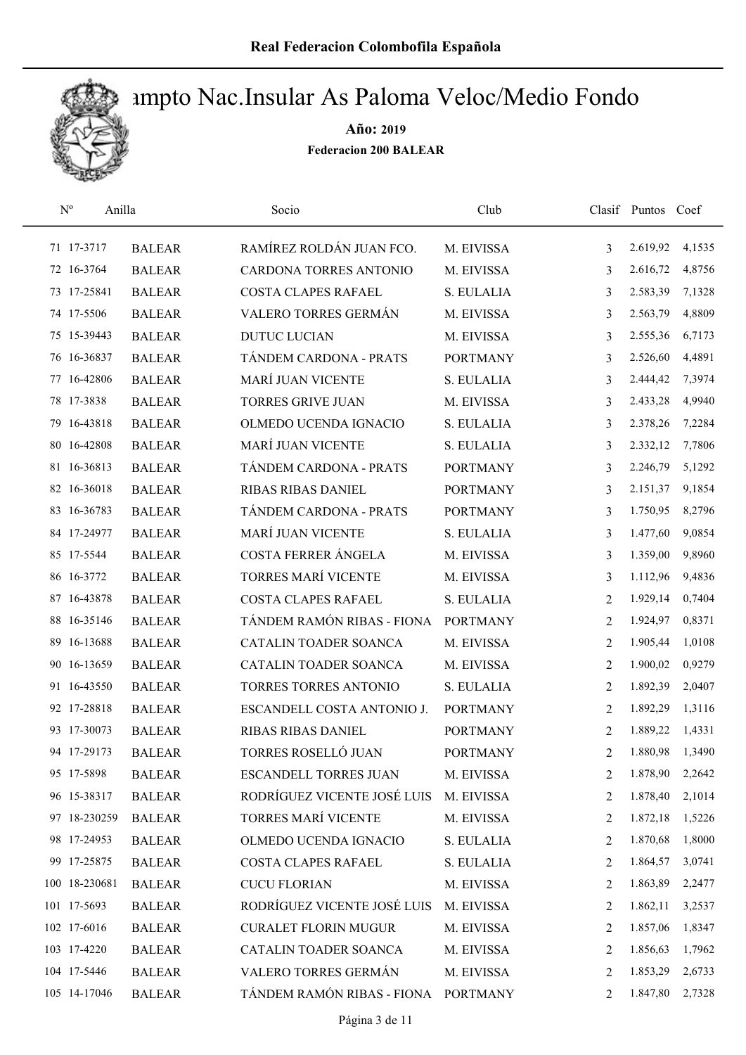# Campto Nac.Insular As Paloma Veloc/Medio Fondo

**Año: 2019**

**Federacion 200 BALEAR**

| Nº | Anilla | | Socio | Club | Clasif | Puntos | Coef |
|---|---|---|---|---|---|---|---|
| 71 | 17-3717 | BALEAR | RAMÍREZ ROLDÁN JUAN FCO. | M. EIVISSA | 3 | 2.619,92 | 4,1535 |
| 72 | 16-3764 | BALEAR | CARDONA TORRES ANTONIO | M. EIVISSA | 3 | 2.616,72 | 4,8756 |
| 73 | 17-25841 | BALEAR | COSTA CLAPES RAFAEL | S. EULALIA | 3 | 2.583,39 | 7,1328 |
| 74 | 17-5506 | BALEAR | VALERO TORRES GERMÁN | M. EIVISSA | 3 | 2.563,79 | 4,8809 |
| 75 | 15-39443 | BALEAR | DUTUC LUCIAN | M. EIVISSA | 3 | 2.555,36 | 6,7173 |
| 76 | 16-36837 | BALEAR | TÁNDEM CARDONA - PRATS | PORTMANY | 3 | 2.526,60 | 4,4891 |
| 77 | 16-42806 | BALEAR | MARÍ JUAN VICENTE | S. EULALIA | 3 | 2.444,42 | 7,3974 |
| 78 | 17-3838 | BALEAR | TORRES GRIVE JUAN | M. EIVISSA | 3 | 2.433,28 | 4,9940 |
| 79 | 16-43818 | BALEAR | OLMEDO UCENDA IGNACIO | S. EULALIA | 3 | 2.378,26 | 7,2284 |
| 80 | 16-42808 | BALEAR | MARÍ JUAN VICENTE | S. EULALIA | 3 | 2.332,12 | 7,7806 |
| 81 | 16-36813 | BALEAR | TÁNDEM CARDONA - PRATS | PORTMANY | 3 | 2.246,79 | 5,1292 |
| 82 | 16-36018 | BALEAR | RIBAS RIBAS DANIEL | PORTMANY | 3 | 2.151,37 | 9,1854 |
| 83 | 16-36783 | BALEAR | TÁNDEM CARDONA - PRATS | PORTMANY | 3 | 1.750,95 | 8,2796 |
| 84 | 17-24977 | BALEAR | MARÍ JUAN VICENTE | S. EULALIA | 3 | 1.477,60 | 9,0854 |
| 85 | 17-5544 | BALEAR | COSTA FERRER ÁNGELA | M. EIVISSA | 3 | 1.359,00 | 9,8960 |
| 86 | 16-3772 | BALEAR | TORRES MARÍ VICENTE | M. EIVISSA | 3 | 1.112,96 | 9,4836 |
| 87 | 16-43878 | BALEAR | COSTA CLAPES RAFAEL | S. EULALIA | 2 | 1.929,14 | 0,7404 |
| 88 | 16-35146 | BALEAR | TÁNDEM RAMÓN RIBAS - FIONA | PORTMANY | 2 | 1.924,97 | 0,8371 |
| 89 | 16-13688 | BALEAR | CATALIN TOADER SOANCA | M. EIVISSA | 2 | 1.905,44 | 1,0108 |
| 90 | 16-13659 | BALEAR | CATALIN TOADER SOANCA | M. EIVISSA | 2 | 1.900,02 | 0,9279 |
| 91 | 16-43550 | BALEAR | TORRES TORRES ANTONIO | S. EULALIA | 2 | 1.892,39 | 2,0407 |
| 92 | 17-28818 | BALEAR | ESCANDELL COSTA ANTONIO J. | PORTMANY | 2 | 1.892,29 | 1,3116 |
| 93 | 17-30073 | BALEAR | RIBAS RIBAS DANIEL | PORTMANY | 2 | 1.889,22 | 1,4331 |
| 94 | 17-29173 | BALEAR | TORRES ROSELLÓ JUAN | PORTMANY | 2 | 1.880,98 | 1,3490 |
| 95 | 17-5898 | BALEAR | ESCANDELL TORRES JUAN | M. EIVISSA | 2 | 1.878,90 | 2,2642 |
| 96 | 15-38317 | BALEAR | RODRÍGUEZ VICENTE JOSÉ LUIS | M. EIVISSA | 2 | 1.878,40 | 2,1014 |
| 97 | 18-230259 | BALEAR | TORRES MARÍ VICENTE | M. EIVISSA | 2 | 1.872,18 | 1,5226 |
| 98 | 17-24953 | BALEAR | OLMEDO UCENDA IGNACIO | S. EULALIA | 2 | 1.870,68 | 1,8000 |
| 99 | 17-25875 | BALEAR | COSTA CLAPES RAFAEL | S. EULALIA | 2 | 1.864,57 | 3,0741 |
| 100 | 18-230681 | BALEAR | CUCU FLORIAN | M. EIVISSA | 2 | 1.863,89 | 2,2477 |
| 101 | 17-5693 | BALEAR | RODRÍGUEZ VICENTE JOSÉ LUIS | M. EIVISSA | 2 | 1.862,11 | 3,2537 |
| 102 | 17-6016 | BALEAR | CURALET FLORIN MUGUR | M. EIVISSA | 2 | 1.857,06 | 1,8347 |
| 103 | 17-4220 | BALEAR | CATALIN TOADER SOANCA | M. EIVISSA | 2 | 1.856,63 | 1,7962 |
| 104 | 17-5446 | BALEAR | VALERO TORRES GERMÁN | M. EIVISSA | 2 | 1.853,29 | 2,6733 |
| 105 | 14-17046 | BALEAR | TÁNDEM RAMÓN RIBAS - FIONA | PORTMANY | 2 | 1.847,80 | 2,7328 |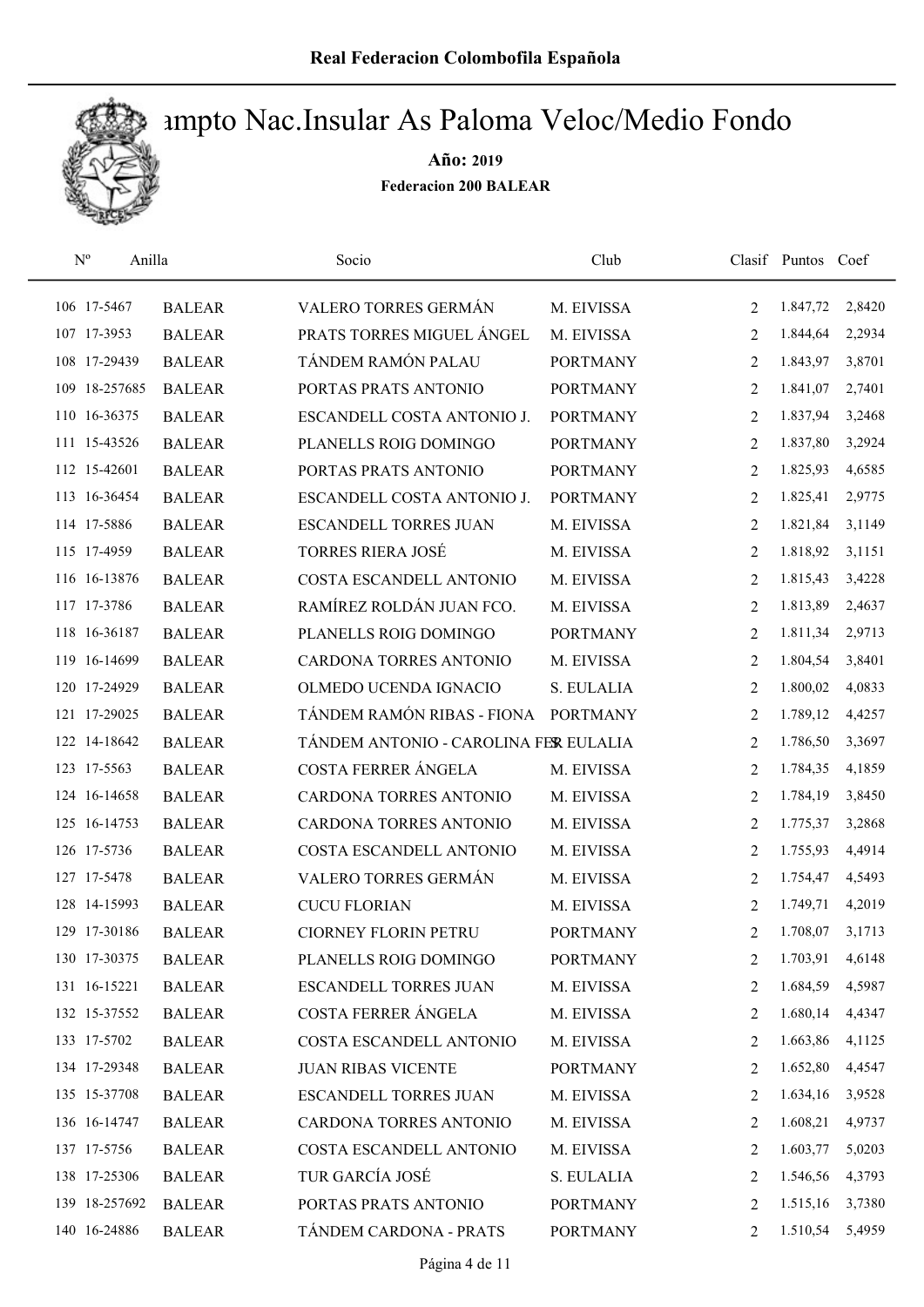**Real Federacion Colombofila Española**

# Campto Nac.Insular As Paloma Veloc/Medio Fondo

**Año: 2019**

**Federacion 200 BALEAR**

| Nº | Anilla | | Socio | Club | Clasif | Puntos | Coef |
|---|---|---|---|---|---|---|---|
| 106 | 17-5467 | BALEAR | VALERO TORRES GERMÁN | M. EIVISSA | 2 | 1.847,72 | 2,8420 |
| 107 | 17-3953 | BALEAR | PRATS TORRES MIGUEL ÁNGEL | M. EIVISSA | 2 | 1.844,64 | 2,2934 |
| 108 | 17-29439 | BALEAR | TÁNDEM RAMÓN PALAU | PORTMANY | 2 | 1.843,97 | 3,8701 |
| 109 | 18-257685 | BALEAR | PORTAS PRATS ANTONIO | PORTMANY | 2 | 1.841,07 | 2,7401 |
| 110 | 16-36375 | BALEAR | ESCANDELL COSTA ANTONIO J. | PORTMANY | 2 | 1.837,94 | 3,2468 |
| 111 | 15-43526 | BALEAR | PLANELLS ROIG DOMINGO | PORTMANY | 2 | 1.837,80 | 3,2924 |
| 112 | 15-42601 | BALEAR | PORTAS PRATS ANTONIO | PORTMANY | 2 | 1.825,93 | 4,6585 |
| 113 | 16-36454 | BALEAR | ESCANDELL COSTA ANTONIO J. | PORTMANY | 2 | 1.825,41 | 2,9775 |
| 114 | 17-5886 | BALEAR | ESCANDELL TORRES JUAN | M. EIVISSA | 2 | 1.821,84 | 3,1149 |
| 115 | 17-4959 | BALEAR | TORRES RIERA JOSÉ | M. EIVISSA | 2 | 1.818,92 | 3,1151 |
| 116 | 16-13876 | BALEAR | COSTA ESCANDELL ANTONIO | M. EIVISSA | 2 | 1.815,43 | 3,4228 |
| 117 | 17-3786 | BALEAR | RAMÍREZ ROLDÁN JUAN FCO. | M. EIVISSA | 2 | 1.813,89 | 2,4637 |
| 118 | 16-36187 | BALEAR | PLANELLS ROIG DOMINGO | PORTMANY | 2 | 1.811,34 | 2,9713 |
| 119 | 16-14699 | BALEAR | CARDONA TORRES ANTONIO | M. EIVISSA | 2 | 1.804,54 | 3,8401 |
| 120 | 17-24929 | BALEAR | OLMEDO UCENDA IGNACIO | S. EULALIA | 2 | 1.800,02 | 4,0833 |
| 121 | 17-29025 | BALEAR | TÁNDEM RAMÓN RIBAS - FIONA | PORTMANY | 2 | 1.789,12 | 4,4257 |
| 122 | 14-18642 | BALEAR | TÁNDEM ANTONIO - CAROLINA FER | S. EULALIA | 2 | 1.786,50 | 3,3697 |
| 123 | 17-5563 | BALEAR | COSTA FERRER ÁNGELA | M. EIVISSA | 2 | 1.784,35 | 4,1859 |
| 124 | 16-14658 | BALEAR | CARDONA TORRES ANTONIO | M. EIVISSA | 2 | 1.784,19 | 3,8450 |
| 125 | 16-14753 | BALEAR | CARDONA TORRES ANTONIO | M. EIVISSA | 2 | 1.775,37 | 3,2868 |
| 126 | 17-5736 | BALEAR | COSTA ESCANDELL ANTONIO | M. EIVISSA | 2 | 1.755,93 | 4,4914 |
| 127 | 17-5478 | BALEAR | VALERO TORRES GERMÁN | M. EIVISSA | 2 | 1.754,47 | 4,5493 |
| 128 | 14-15993 | BALEAR | CUCU FLORIAN | M. EIVISSA | 2 | 1.749,71 | 4,2019 |
| 129 | 17-30186 | BALEAR | CIORNEY FLORIN PETRU | PORTMANY | 2 | 1.708,07 | 3,1713 |
| 130 | 17-30375 | BALEAR | PLANELLS ROIG DOMINGO | PORTMANY | 2 | 1.703,91 | 4,6148 |
| 131 | 16-15221 | BALEAR | ESCANDELL TORRES JUAN | M. EIVISSA | 2 | 1.684,59 | 4,5987 |
| 132 | 15-37552 | BALEAR | COSTA FERRER ÁNGELA | M. EIVISSA | 2 | 1.680,14 | 4,4347 |
| 133 | 17-5702 | BALEAR | COSTA ESCANDELL ANTONIO | M. EIVISSA | 2 | 1.663,86 | 4,1125 |
| 134 | 17-29348 | BALEAR | JUAN RIBAS VICENTE | PORTMANY | 2 | 1.652,80 | 4,4547 |
| 135 | 15-37708 | BALEAR | ESCANDELL TORRES JUAN | M. EIVISSA | 2 | 1.634,16 | 3,9528 |
| 136 | 16-14747 | BALEAR | CARDONA TORRES ANTONIO | M. EIVISSA | 2 | 1.608,21 | 4,9737 |
| 137 | 17-5756 | BALEAR | COSTA ESCANDELL ANTONIO | M. EIVISSA | 2 | 1.603,77 | 5,0203 |
| 138 | 17-25306 | BALEAR | TUR GARCÍA JOSÉ | S. EULALIA | 2 | 1.546,56 | 4,3793 |
| 139 | 18-257692 | BALEAR | PORTAS PRATS ANTONIO | PORTMANY | 2 | 1.515,16 | 3,7380 |
| 140 | 16-24886 | BALEAR | TÁNDEM CARDONA - PRATS | PORTMANY | 2 | 1.510,54 | 5,4959 |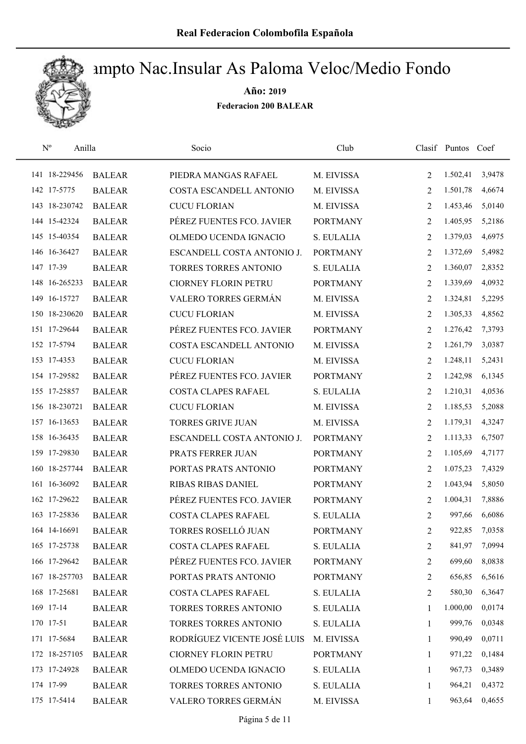# Campto Nac.Insular As Paloma Veloc/Medio Fondo

**Año: 2019**

**Federacion 200 BALEAR**

| Nº | Anilla | | Socio | Club | Clasif | Puntos | Coef |
|---|---|---|---|---|---|---|---|
| 141 | 18-229456 | BALEAR | PIEDRA MANGAS RAFAEL | M. EIVISSA | 2 | 1.502,41 | 3,9478 |
| 142 | 17-5775 | BALEAR | COSTA ESCANDELL ANTONIO | M. EIVISSA | 2 | 1.501,78 | 4,6674 |
| 143 | 18-230742 | BALEAR | CUCU FLORIAN | M. EIVISSA | 2 | 1.453,46 | 5,0140 |
| 144 | 15-42324 | BALEAR | PÉREZ FUENTES FCO. JAVIER | PORTMANY | 2 | 1.405,95 | 5,2186 |
| 145 | 15-40354 | BALEAR | OLMEDO UCENDA IGNACIO | S. EULALIA | 2 | 1.379,03 | 4,6975 |
| 146 | 16-36427 | BALEAR | ESCANDELL COSTA ANTONIO J. | PORTMANY | 2 | 1.372,69 | 5,4982 |
| 147 | 17-39 | BALEAR | TORRES TORRES ANTONIO | S. EULALIA | 2 | 1.360,07 | 2,8352 |
| 148 | 16-265233 | BALEAR | CIORNEY FLORIN PETRU | PORTMANY | 2 | 1.339,69 | 4,0932 |
| 149 | 16-15727 | BALEAR | VALERO TORRES GERMÁN | M. EIVISSA | 2 | 1.324,81 | 5,2295 |
| 150 | 18-230620 | BALEAR | CUCU FLORIAN | M. EIVISSA | 2 | 1.305,33 | 4,8562 |
| 151 | 17-29644 | BALEAR | PÉREZ FUENTES FCO. JAVIER | PORTMANY | 2 | 1.276,42 | 7,3793 |
| 152 | 17-5794 | BALEAR | COSTA ESCANDELL ANTONIO | M. EIVISSA | 2 | 1.261,79 | 3,0387 |
| 153 | 17-4353 | BALEAR | CUCU FLORIAN | M. EIVISSA | 2 | 1.248,11 | 5,2431 |
| 154 | 17-29582 | BALEAR | PÉREZ FUENTES FCO. JAVIER | PORTMANY | 2 | 1.242,98 | 6,1345 |
| 155 | 17-25857 | BALEAR | COSTA CLAPES RAFAEL | S. EULALIA | 2 | 1.210,31 | 4,0536 |
| 156 | 18-230721 | BALEAR | CUCU FLORIAN | M. EIVISSA | 2 | 1.185,53 | 5,2088 |
| 157 | 16-13653 | BALEAR | TORRES GRIVE JUAN | M. EIVISSA | 2 | 1.179,31 | 4,3247 |
| 158 | 16-36435 | BALEAR | ESCANDELL COSTA ANTONIO J. | PORTMANY | 2 | 1.113,33 | 6,7507 |
| 159 | 17-29830 | BALEAR | PRATS FERRER JUAN | PORTMANY | 2 | 1.105,69 | 4,7177 |
| 160 | 18-257744 | BALEAR | PORTAS PRATS ANTONIO | PORTMANY | 2 | 1.075,23 | 7,4329 |
| 161 | 16-36092 | BALEAR | RIBAS RIBAS DANIEL | PORTMANY | 2 | 1.043,94 | 5,8050 |
| 162 | 17-29622 | BALEAR | PÉREZ FUENTES FCO. JAVIER | PORTMANY | 2 | 1.004,31 | 7,8886 |
| 163 | 17-25836 | BALEAR | COSTA CLAPES RAFAEL | S. EULALIA | 2 | 997,66 | 6,6086 |
| 164 | 14-16691 | BALEAR | TORRES ROSELLÓ JUAN | PORTMANY | 2 | 922,85 | 7,0358 |
| 165 | 17-25738 | BALEAR | COSTA CLAPES RAFAEL | S. EULALIA | 2 | 841,97 | 7,0994 |
| 166 | 17-29642 | BALEAR | PÉREZ FUENTES FCO. JAVIER | PORTMANY | 2 | 699,60 | 8,0838 |
| 167 | 18-257703 | BALEAR | PORTAS PRATS ANTONIO | PORTMANY | 2 | 656,85 | 6,5616 |
| 168 | 17-25681 | BALEAR | COSTA CLAPES RAFAEL | S. EULALIA | 2 | 580,30 | 6,3647 |
| 169 | 17-14 | BALEAR | TORRES TORRES ANTONIO | S. EULALIA | 1 | 1.000,00 | 0,0174 |
| 170 | 17-51 | BALEAR | TORRES TORRES ANTONIO | S. EULALIA | 1 | 999,76 | 0,0348 |
| 171 | 17-5684 | BALEAR | RODRÍGUEZ VICENTE JOSÉ LUIS | M. EIVISSA | 1 | 990,49 | 0,0711 |
| 172 | 18-257105 | BALEAR | CIORNEY FLORIN PETRU | PORTMANY | 1 | 971,22 | 0,1484 |
| 173 | 17-24928 | BALEAR | OLMEDO UCENDA IGNACIO | S. EULALIA | 1 | 967,73 | 0,3489 |
| 174 | 17-99 | BALEAR | TORRES TORRES ANTONIO | S. EULALIA | 1 | 964,21 | 0,4372 |
| 175 | 17-5414 | BALEAR | VALERO TORRES GERMÁN | M. EIVISSA | 1 | 963,64 | 0,4655 |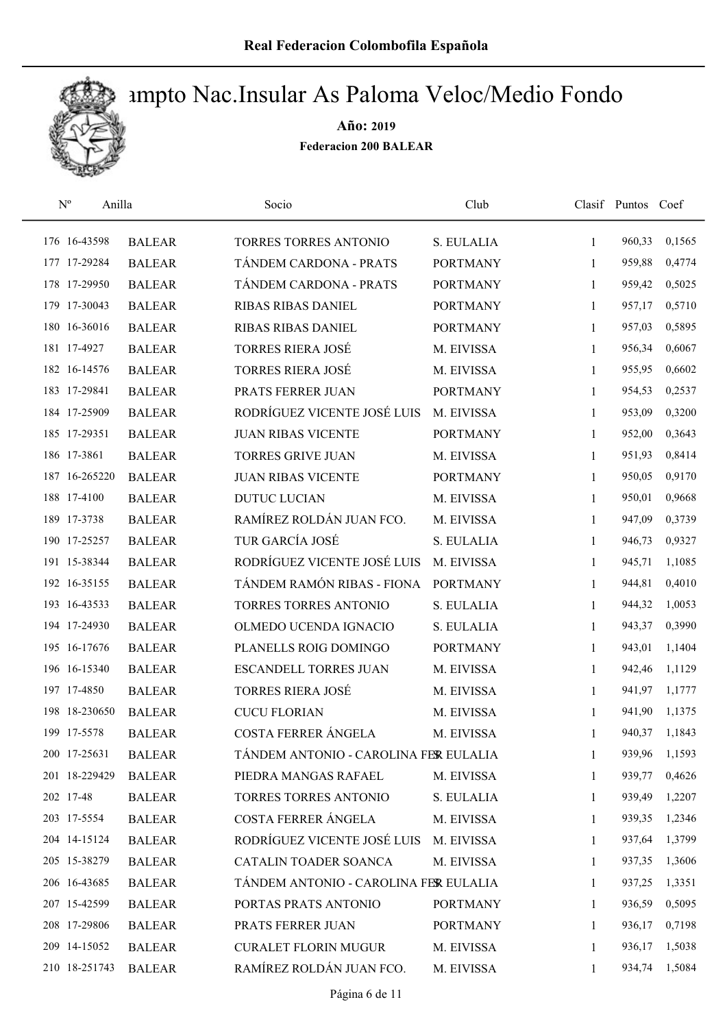# Campto Nac.Insular As Paloma Veloc/Medio Fondo

**Año: 2019**

**Federacion 200 BALEAR**

| Nº | Anilla | | Socio | Club | Clasif | Puntos | Coef |
|---|---|---|---|---|---|---|---|
| 176 | 16-43598 | BALEAR | TORRES TORRES ANTONIO | S. EULALIA | 1 | 960,33 | 0,1565 |
| 177 | 17-29284 | BALEAR | TÁNDEM CARDONA - PRATS | PORTMANY | 1 | 959,88 | 0,4774 |
| 178 | 17-29950 | BALEAR | TÁNDEM CARDONA - PRATS | PORTMANY | 1 | 959,42 | 0,5025 |
| 179 | 17-30043 | BALEAR | RIBAS RIBAS DANIEL | PORTMANY | 1 | 957,17 | 0,5710 |
| 180 | 16-36016 | BALEAR | RIBAS RIBAS DANIEL | PORTMANY | 1 | 957,03 | 0,5895 |
| 181 | 17-4927 | BALEAR | TORRES RIERA JOSÉ | M. EIVISSA | 1 | 956,34 | 0,6067 |
| 182 | 16-14576 | BALEAR | TORRES RIERA JOSÉ | M. EIVISSA | 1 | 955,95 | 0,6602 |
| 183 | 17-29841 | BALEAR | PRATS FERRER JUAN | PORTMANY | 1 | 954,53 | 0,2537 |
| 184 | 17-25909 | BALEAR | RODRÍGUEZ VICENTE JOSÉ LUIS | M. EIVISSA | 1 | 953,09 | 0,3200 |
| 185 | 17-29351 | BALEAR | JUAN RIBAS VICENTE | PORTMANY | 1 | 952,00 | 0,3643 |
| 186 | 17-3861 | BALEAR | TORRES GRIVE JUAN | M. EIVISSA | 1 | 951,93 | 0,8414 |
| 187 | 16-265220 | BALEAR | JUAN RIBAS VICENTE | PORTMANY | 1 | 950,05 | 0,9170 |
| 188 | 17-4100 | BALEAR | DUTUC LUCIAN | M. EIVISSA | 1 | 950,01 | 0,9668 |
| 189 | 17-3738 | BALEAR | RAMÍREZ ROLDÁN JUAN FCO. | M. EIVISSA | 1 | 947,09 | 0,3739 |
| 190 | 17-25257 | BALEAR | TUR GARCÍA JOSÉ | S. EULALIA | 1 | 946,73 | 0,9327 |
| 191 | 15-38344 | BALEAR | RODRÍGUEZ VICENTE JOSÉ LUIS | M. EIVISSA | 1 | 945,71 | 1,1085 |
| 192 | 16-35155 | BALEAR | TÁNDEM RAMÓN RIBAS - FIONA | PORTMANY | 1 | 944,81 | 0,4010 |
| 193 | 16-43533 | BALEAR | TORRES TORRES ANTONIO | S. EULALIA | 1 | 944,32 | 1,0053 |
| 194 | 17-24930 | BALEAR | OLMEDO UCENDA IGNACIO | S. EULALIA | 1 | 943,37 | 0,3990 |
| 195 | 16-17676 | BALEAR | PLANELLS ROIG DOMINGO | PORTMANY | 1 | 943,01 | 1,1404 |
| 196 | 16-15340 | BALEAR | ESCANDELL TORRES JUAN | M. EIVISSA | 1 | 942,46 | 1,1129 |
| 197 | 17-4850 | BALEAR | TORRES RIERA JOSÉ | M. EIVISSA | 1 | 941,97 | 1,1777 |
| 198 | 18-230650 | BALEAR | CUCU FLORIAN | M. EIVISSA | 1 | 941,90 | 1,1375 |
| 199 | 17-5578 | BALEAR | COSTA FERRER ÁNGELA | M. EIVISSA | 1 | 940,37 | 1,1843 |
| 200 | 17-25631 | BALEAR | TÁNDEM ANTONIO - CAROLINA FER | S. EULALIA | 1 | 939,96 | 1,1593 |
| 201 | 18-229429 | BALEAR | PIEDRA MANGAS RAFAEL | M. EIVISSA | 1 | 939,77 | 0,4626 |
| 202 | 17-48 | BALEAR | TORRES TORRES ANTONIO | S. EULALIA | 1 | 939,49 | 1,2207 |
| 203 | 17-5554 | BALEAR | COSTA FERRER ÁNGELA | M. EIVISSA | 1 | 939,35 | 1,2346 |
| 204 | 14-15124 | BALEAR | RODRÍGUEZ VICENTE JOSÉ LUIS | M. EIVISSA | 1 | 937,64 | 1,3799 |
| 205 | 15-38279 | BALEAR | CATALIN TOADER SOANCA | M. EIVISSA | 1 | 937,35 | 1,3606 |
| 206 | 16-43685 | BALEAR | TÁNDEM ANTONIO - CAROLINA FER | S. EULALIA | 1 | 937,25 | 1,3351 |
| 207 | 15-42599 | BALEAR | PORTAS PRATS ANTONIO | PORTMANY | 1 | 936,59 | 0,5095 |
| 208 | 17-29806 | BALEAR | PRATS FERRER JUAN | PORTMANY | 1 | 936,17 | 0,7198 |
| 209 | 14-15052 | BALEAR | CURALET FLORIN MUGUR | M. EIVISSA | 1 | 936,17 | 1,5038 |
| 210 | 18-251743 | BALEAR | RAMÍREZ ROLDÁN JUAN FCO. | M. EIVISSA | 1 | 934,74 | 1,5084 |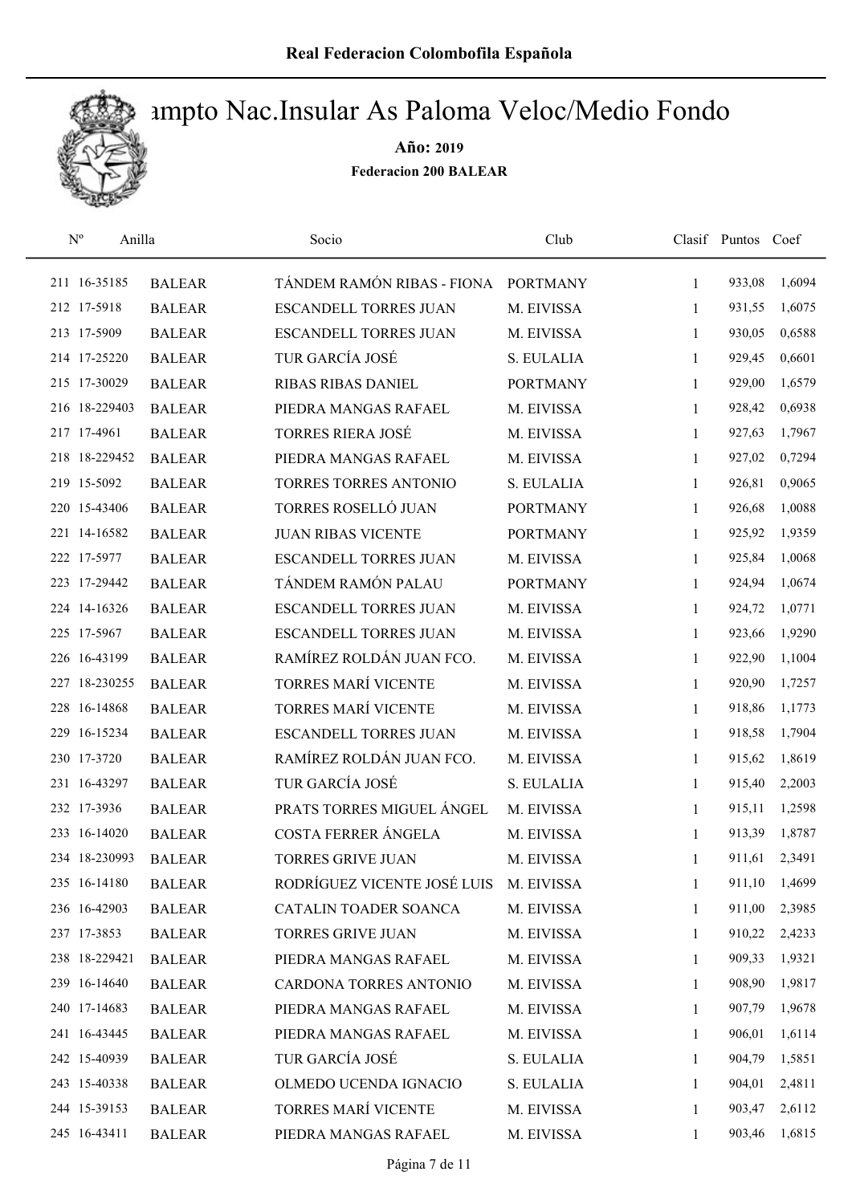# Campto Nac.Insular As Paloma Veloc/Medio Fondo

**Año: 2019**

**Federacion 200 BALEAR**

| Nº | Anilla | | Socio | Club | Clasif | Puntos | Coef |
|---|---|---|---|---|---|---|---|
| 211 | 16-35185 | BALEAR | TÁNDEM RAMÓN RIBAS - FIONA | PORTMANY | 1 | 933,08 | 1,6094 |
| 212 | 17-5918 | BALEAR | ESCANDELL TORRES JUAN | M. EIVISSA | 1 | 931,55 | 1,6075 |
| 213 | 17-5909 | BALEAR | ESCANDELL TORRES JUAN | M. EIVISSA | 1 | 930,05 | 0,6588 |
| 214 | 17-25220 | BALEAR | TUR GARCÍA JOSÉ | S. EULALIA | 1 | 929,45 | 0,6601 |
| 215 | 17-30029 | BALEAR | RIBAS RIBAS DANIEL | PORTMANY | 1 | 929,00 | 1,6579 |
| 216 | 18-229403 | BALEAR | PIEDRA MANGAS RAFAEL | M. EIVISSA | 1 | 928,42 | 0,6938 |
| 217 | 17-4961 | BALEAR | TORRES RIERA JOSÉ | M. EIVISSA | 1 | 927,63 | 1,7967 |
| 218 | 18-229452 | BALEAR | PIEDRA MANGAS RAFAEL | M. EIVISSA | 1 | 927,02 | 0,7294 |
| 219 | 15-5092 | BALEAR | TORRES TORRES ANTONIO | S. EULALIA | 1 | 926,81 | 0,9065 |
| 220 | 15-43406 | BALEAR | TORRES ROSELLÓ JUAN | PORTMANY | 1 | 926,68 | 1,0088 |
| 221 | 14-16582 | BALEAR | JUAN RIBAS VICENTE | PORTMANY | 1 | 925,92 | 1,9359 |
| 222 | 17-5977 | BALEAR | ESCANDELL TORRES JUAN | M. EIVISSA | 1 | 925,84 | 1,0068 |
| 223 | 17-29442 | BALEAR | TÁNDEM RAMÓN PALAU | PORTMANY | 1 | 924,94 | 1,0674 |
| 224 | 14-16326 | BALEAR | ESCANDELL TORRES JUAN | M. EIVISSA | 1 | 924,72 | 1,0771 |
| 225 | 17-5967 | BALEAR | ESCANDELL TORRES JUAN | M. EIVISSA | 1 | 923,66 | 1,9290 |
| 226 | 16-43199 | BALEAR | RAMÍREZ ROLDÁN JUAN FCO. | M. EIVISSA | 1 | 922,90 | 1,1004 |
| 227 | 18-230255 | BALEAR | TORRES MARÍ VICENTE | M. EIVISSA | 1 | 920,90 | 1,7257 |
| 228 | 16-14868 | BALEAR | TORRES MARÍ VICENTE | M. EIVISSA | 1 | 918,86 | 1,1773 |
| 229 | 16-15234 | BALEAR | ESCANDELL TORRES JUAN | M. EIVISSA | 1 | 918,58 | 1,7904 |
| 230 | 17-3720 | BALEAR | RAMÍREZ ROLDÁN JUAN FCO. | M. EIVISSA | 1 | 915,62 | 1,8619 |
| 231 | 16-43297 | BALEAR | TUR GARCÍA JOSÉ | S. EULALIA | 1 | 915,40 | 2,2003 |
| 232 | 17-3936 | BALEAR | PRATS TORRES MIGUEL ÁNGEL | M. EIVISSA | 1 | 915,11 | 1,2598 |
| 233 | 16-14020 | BALEAR | COSTA FERRER ÁNGELA | M. EIVISSA | 1 | 913,39 | 1,8787 |
| 234 | 18-230993 | BALEAR | TORRES GRIVE JUAN | M. EIVISSA | 1 | 911,61 | 2,3491 |
| 235 | 16-14180 | BALEAR | RODRÍGUEZ VICENTE JOSÉ LUIS | M. EIVISSA | 1 | 911,10 | 1,4699 |
| 236 | 16-42903 | BALEAR | CATALIN TOADER SOANCA | M. EIVISSA | 1 | 911,00 | 2,3985 |
| 237 | 17-3853 | BALEAR | TORRES GRIVE JUAN | M. EIVISSA | 1 | 910,22 | 2,4233 |
| 238 | 18-229421 | BALEAR | PIEDRA MANGAS RAFAEL | M. EIVISSA | 1 | 909,33 | 1,9321 |
| 239 | 16-14640 | BALEAR | CARDONA TORRES ANTONIO | M. EIVISSA | 1 | 908,90 | 1,9817 |
| 240 | 17-14683 | BALEAR | PIEDRA MANGAS RAFAEL | M. EIVISSA | 1 | 907,79 | 1,9678 |
| 241 | 16-43445 | BALEAR | PIEDRA MANGAS RAFAEL | M. EIVISSA | 1 | 906,01 | 1,6114 |
| 242 | 15-40939 | BALEAR | TUR GARCÍA JOSÉ | S. EULALIA | 1 | 904,79 | 1,5851 |
| 243 | 15-40338 | BALEAR | OLMEDO UCENDA IGNACIO | S. EULALIA | 1 | 904,01 | 2,4811 |
| 244 | 15-39153 | BALEAR | TORRES MARÍ VICENTE | M. EIVISSA | 1 | 903,47 | 2,6112 |
| 245 | 16-43411 | BALEAR | PIEDRA MANGAS RAFAEL | M. EIVISSA | 1 | 903,46 | 1,6815 |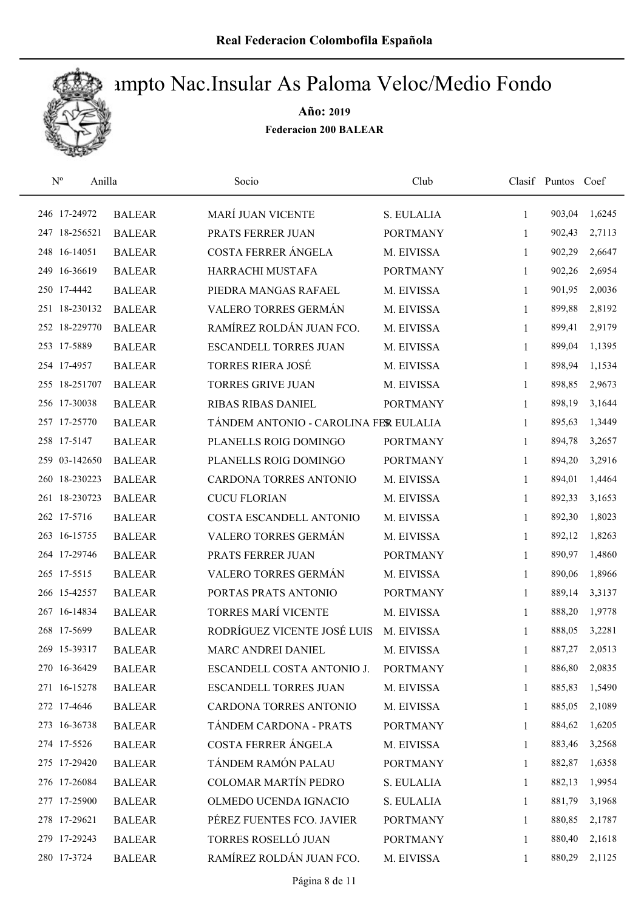# Real Federacion Colombofila Española

## Campto Nac.Insular As Paloma Veloc/Medio Fondo

**Año: 2019**

**Federacion 200 BALEAR**

| Nº | Anilla | | Socio | Club | Clasif | Puntos | Coef |
|---|---|---|---|---|---|---|---|
| 246 | 17-24972 | BALEAR | MARÍ JUAN VICENTE | S. EULALIA | 1 | 903,04 | 1,6245 |
| 247 | 18-256521 | BALEAR | PRATS FERRER JUAN | PORTMANY | 1 | 902,43 | 2,7113 |
| 248 | 16-14051 | BALEAR | COSTA FERRER ÁNGELA | M. EIVISSA | 1 | 902,29 | 2,6647 |
| 249 | 16-36619 | BALEAR | HARRACHI MUSTAFA | PORTMANY | 1 | 902,26 | 2,6954 |
| 250 | 17-4442 | BALEAR | PIEDRA MANGAS RAFAEL | M. EIVISSA | 1 | 901,95 | 2,0036 |
| 251 | 18-230132 | BALEAR | VALERO TORRES GERMÁN | M. EIVISSA | 1 | 899,88 | 2,8192 |
| 252 | 18-229770 | BALEAR | RAMÍREZ ROLDÁN JUAN FCO. | M. EIVISSA | 1 | 899,41 | 2,9179 |
| 253 | 17-5889 | BALEAR | ESCANDELL TORRES JUAN | M. EIVISSA | 1 | 899,04 | 1,1395 |
| 254 | 17-4957 | BALEAR | TORRES RIERA JOSÉ | M. EIVISSA | 1 | 898,94 | 1,1534 |
| 255 | 18-251707 | BALEAR | TORRES GRIVE JUAN | M. EIVISSA | 1 | 898,85 | 2,9673 |
| 256 | 17-30038 | BALEAR | RIBAS RIBAS DANIEL | PORTMANY | 1 | 898,19 | 3,1644 |
| 257 | 17-25770 | BALEAR | TÁNDEM ANTONIO - CAROLINA FER | S. EULALIA | 1 | 895,63 | 1,3449 |
| 258 | 17-5147 | BALEAR | PLANELLS ROIG DOMINGO | PORTMANY | 1 | 894,78 | 3,2657 |
| 259 | 03-142650 | BALEAR | PLANELLS ROIG DOMINGO | PORTMANY | 1 | 894,20 | 3,2916 |
| 260 | 18-230223 | BALEAR | CARDONA TORRES ANTONIO | M. EIVISSA | 1 | 894,01 | 1,4464 |
| 261 | 18-230723 | BALEAR | CUCU FLORIAN | M. EIVISSA | 1 | 892,33 | 3,1653 |
| 262 | 17-5716 | BALEAR | COSTA ESCANDELL ANTONIO | M. EIVISSA | 1 | 892,30 | 1,8023 |
| 263 | 16-15755 | BALEAR | VALERO TORRES GERMÁN | M. EIVISSA | 1 | 892,12 | 1,8263 |
| 264 | 17-29746 | BALEAR | PRATS FERRER JUAN | PORTMANY | 1 | 890,97 | 1,4860 |
| 265 | 17-5515 | BALEAR | VALERO TORRES GERMÁN | M. EIVISSA | 1 | 890,06 | 1,8966 |
| 266 | 15-42557 | BALEAR | PORTAS PRATS ANTONIO | PORTMANY | 1 | 889,14 | 3,3137 |
| 267 | 16-14834 | BALEAR | TORRES MARÍ VICENTE | M. EIVISSA | 1 | 888,20 | 1,9778 |
| 268 | 17-5699 | BALEAR | RODRÍGUEZ VICENTE JOSÉ LUIS | M. EIVISSA | 1 | 888,05 | 3,2281 |
| 269 | 15-39317 | BALEAR | MARC ANDREI DANIEL | M. EIVISSA | 1 | 887,27 | 2,0513 |
| 270 | 16-36429 | BALEAR | ESCANDELL COSTA ANTONIO J. | PORTMANY | 1 | 886,80 | 2,0835 |
| 271 | 16-15278 | BALEAR | ESCANDELL TORRES JUAN | M. EIVISSA | 1 | 885,83 | 1,5490 |
| 272 | 17-4646 | BALEAR | CARDONA TORRES ANTONIO | M. EIVISSA | 1 | 885,05 | 2,1089 |
| 273 | 16-36738 | BALEAR | TÁNDEM CARDONA - PRATS | PORTMANY | 1 | 884,62 | 1,6205 |
| 274 | 17-5526 | BALEAR | COSTA FERRER ÁNGELA | M. EIVISSA | 1 | 883,46 | 3,2568 |
| 275 | 17-29420 | BALEAR | TÁNDEM RAMÓN PALAU | PORTMANY | 1 | 882,87 | 1,6358 |
| 276 | 17-26084 | BALEAR | COLOMAR MARTÍN PEDRO | S. EULALIA | 1 | 882,13 | 1,9954 |
| 277 | 17-25900 | BALEAR | OLMEDO UCENDA IGNACIO | S. EULALIA | 1 | 881,79 | 3,1968 |
| 278 | 17-29621 | BALEAR | PÉREZ FUENTES FCO. JAVIER | PORTMANY | 1 | 880,85 | 2,1787 |
| 279 | 17-29243 | BALEAR | TORRES ROSELLÓ JUAN | PORTMANY | 1 | 880,40 | 2,1618 |
| 280 | 17-3724 | BALEAR | RAMÍREZ ROLDÁN JUAN FCO. | M. EIVISSA | 1 | 880,29 | 2,1125 |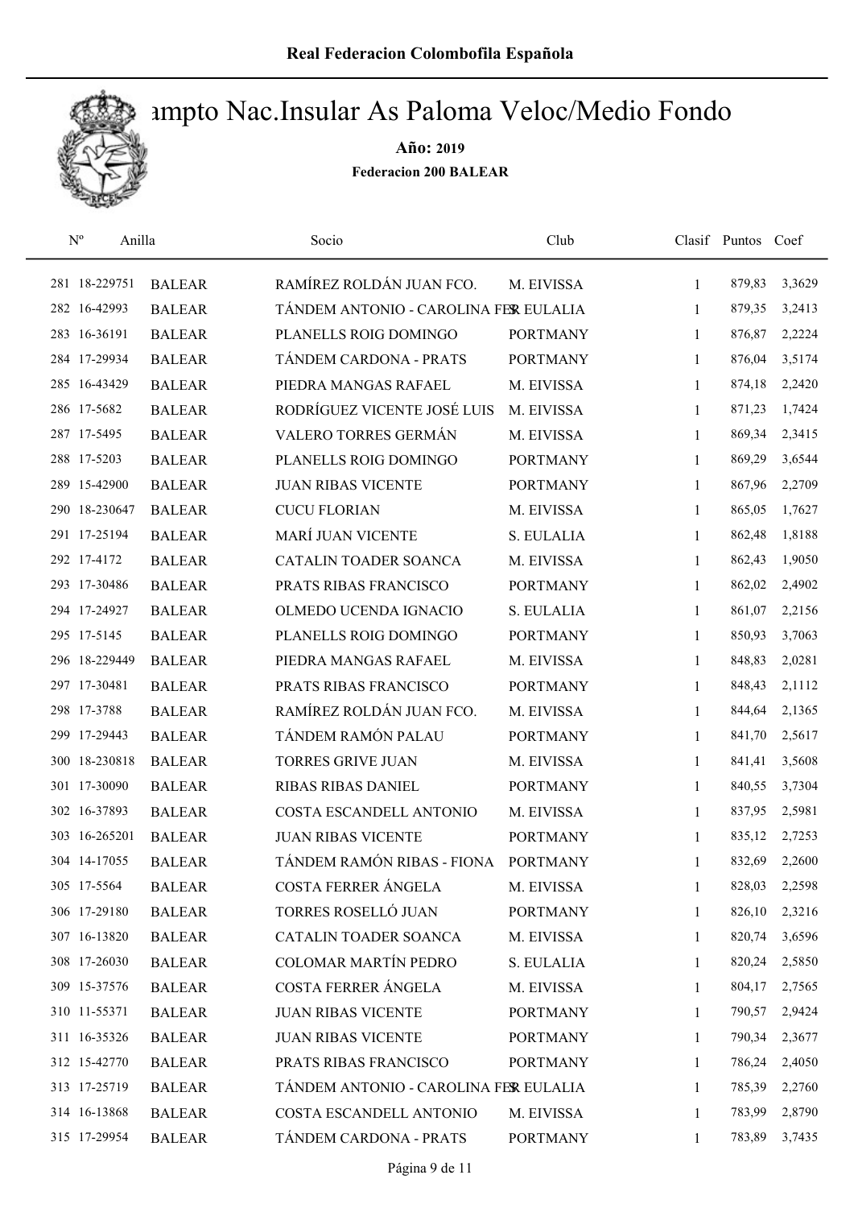# Campto Nac.Insular As Paloma Veloc/Medio Fondo

**Año: 2019**

**Federacion 200 BALEAR**

| Nº | Anilla | | Socio | Club | Clasif | Puntos | Coef |
|---|---|---|---|---|---|---|---|
| 281 | 18-229751 | BALEAR | RAMÍREZ ROLDÁN JUAN FCO. | M. EIVISSA | 1 | 879,83 | 3,3629 |
| 282 | 16-42993 | BALEAR | TÁNDEM ANTONIO - CAROLINA FER | S. EULALIA | 1 | 879,35 | 3,2413 |
| 283 | 16-36191 | BALEAR | PLANELLS ROIG DOMINGO | PORTMANY | 1 | 876,87 | 2,2224 |
| 284 | 17-29934 | BALEAR | TÁNDEM CARDONA - PRATS | PORTMANY | 1 | 876,04 | 3,5174 |
| 285 | 16-43429 | BALEAR | PIEDRA MANGAS RAFAEL | M. EIVISSA | 1 | 874,18 | 2,2420 |
| 286 | 17-5682 | BALEAR | RODRÍGUEZ VICENTE JOSÉ LUIS | M. EIVISSA | 1 | 871,23 | 1,7424 |
| 287 | 17-5495 | BALEAR | VALERO TORRES GERMÁN | M. EIVISSA | 1 | 869,34 | 2,3415 |
| 288 | 17-5203 | BALEAR | PLANELLS ROIG DOMINGO | PORTMANY | 1 | 869,29 | 3,6544 |
| 289 | 15-42900 | BALEAR | JUAN RIBAS VICENTE | PORTMANY | 1 | 867,96 | 2,2709 |
| 290 | 18-230647 | BALEAR | CUCU FLORIAN | M. EIVISSA | 1 | 865,05 | 1,7627 |
| 291 | 17-25194 | BALEAR | MARÍ JUAN VICENTE | S. EULALIA | 1 | 862,48 | 1,8188 |
| 292 | 17-4172 | BALEAR | CATALIN TOADER SOANCA | M. EIVISSA | 1 | 862,43 | 1,9050 |
| 293 | 17-30486 | BALEAR | PRATS RIBAS FRANCISCO | PORTMANY | 1 | 862,02 | 2,4902 |
| 294 | 17-24927 | BALEAR | OLMEDO UCENDA IGNACIO | S. EULALIA | 1 | 861,07 | 2,2156 |
| 295 | 17-5145 | BALEAR | PLANELLS ROIG DOMINGO | PORTMANY | 1 | 850,93 | 3,7063 |
| 296 | 18-229449 | BALEAR | PIEDRA MANGAS RAFAEL | M. EIVISSA | 1 | 848,83 | 2,0281 |
| 297 | 17-30481 | BALEAR | PRATS RIBAS FRANCISCO | PORTMANY | 1 | 848,43 | 2,1112 |
| 298 | 17-3788 | BALEAR | RAMÍREZ ROLDÁN JUAN FCO. | M. EIVISSA | 1 | 844,64 | 2,1365 |
| 299 | 17-29443 | BALEAR | TÁNDEM RAMÓN PALAU | PORTMANY | 1 | 841,70 | 2,5617 |
| 300 | 18-230818 | BALEAR | TORRES GRIVE JUAN | M. EIVISSA | 1 | 841,41 | 3,5608 |
| 301 | 17-30090 | BALEAR | RIBAS RIBAS DANIEL | PORTMANY | 1 | 840,55 | 3,7304 |
| 302 | 16-37893 | BALEAR | COSTA ESCANDELL ANTONIO | M. EIVISSA | 1 | 837,95 | 2,5981 |
| 303 | 16-265201 | BALEAR | JUAN RIBAS VICENTE | PORTMANY | 1 | 835,12 | 2,7253 |
| 304 | 14-17055 | BALEAR | TÁNDEM RAMÓN RIBAS - FIONA | PORTMANY | 1 | 832,69 | 2,2600 |
| 305 | 17-5564 | BALEAR | COSTA FERRER ÁNGELA | M. EIVISSA | 1 | 828,03 | 2,2598 |
| 306 | 17-29180 | BALEAR | TORRES ROSELLÓ JUAN | PORTMANY | 1 | 826,10 | 2,3216 |
| 307 | 16-13820 | BALEAR | CATALIN TOADER SOANCA | M. EIVISSA | 1 | 820,74 | 3,6596 |
| 308 | 17-26030 | BALEAR | COLOMAR MARTÍN PEDRO | S. EULALIA | 1 | 820,24 | 2,5850 |
| 309 | 15-37576 | BALEAR | COSTA FERRER ÁNGELA | M. EIVISSA | 1 | 804,17 | 2,7565 |
| 310 | 11-55371 | BALEAR | JUAN RIBAS VICENTE | PORTMANY | 1 | 790,57 | 2,9424 |
| 311 | 16-35326 | BALEAR | JUAN RIBAS VICENTE | PORTMANY | 1 | 790,34 | 2,3677 |
| 312 | 15-42770 | BALEAR | PRATS RIBAS FRANCISCO | PORTMANY | 1 | 786,24 | 2,4050 |
| 313 | 17-25719 | BALEAR | TÁNDEM ANTONIO - CAROLINA FER | S. EULALIA | 1 | 785,39 | 2,2760 |
| 314 | 16-13868 | BALEAR | COSTA ESCANDELL ANTONIO | M. EIVISSA | 1 | 783,99 | 2,8790 |
| 315 | 17-29954 | BALEAR | TÁNDEM CARDONA - PRATS | PORTMANY | 1 | 783,89 | 3,7435 |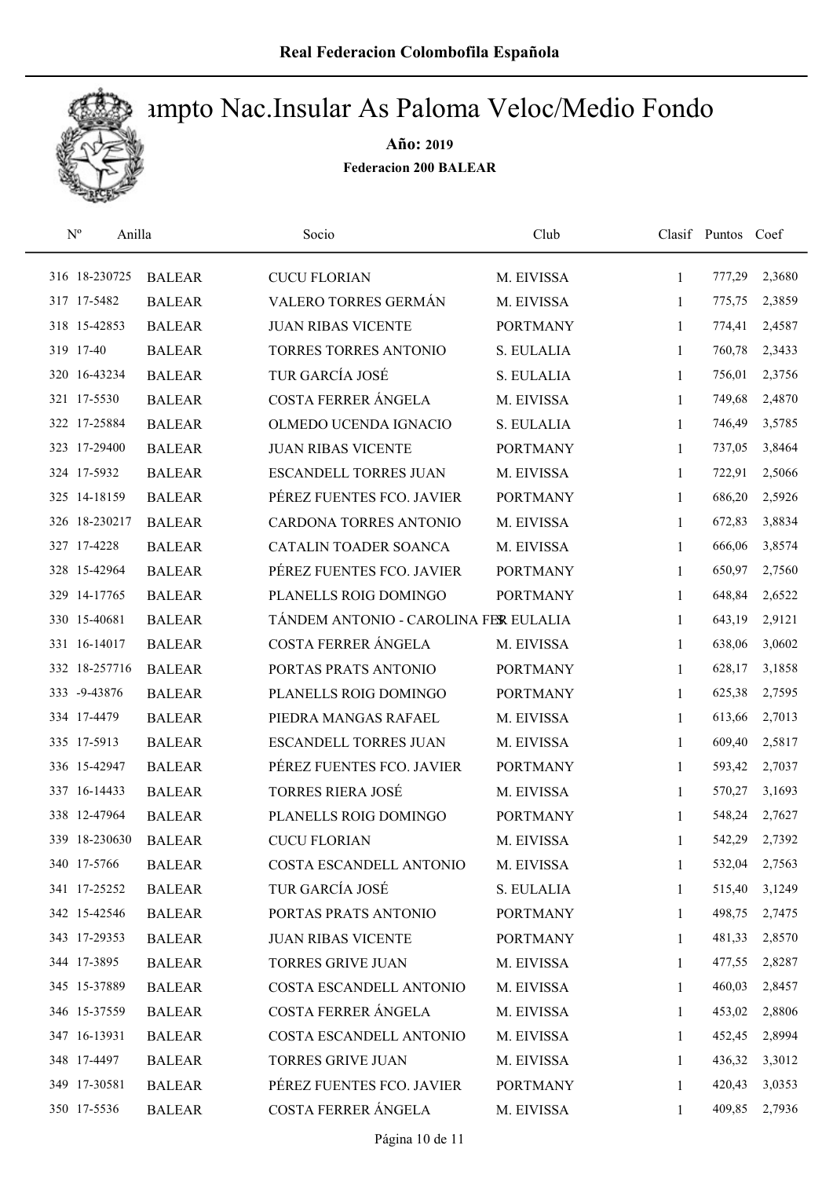# Campto Nac.Insular As Paloma Veloc/Medio Fondo

**Año: 2019**

**Federacion 200 BALEAR**

| Nº | Anilla | | Socio | Club | Clasif | Puntos | Coef |
|---|---|---|---|---|---|---|---|
| 316 | 18-230725 | BALEAR | CUCU FLORIAN | M. EIVISSA | 1 | 777,29 | 2,3680 |
| 317 | 17-5482 | BALEAR | VALERO TORRES GERMÁN | M. EIVISSA | 1 | 775,75 | 2,3859 |
| 318 | 15-42853 | BALEAR | JUAN RIBAS VICENTE | PORTMANY | 1 | 774,41 | 2,4587 |
| 319 | 17-40 | BALEAR | TORRES TORRES ANTONIO | S. EULALIA | 1 | 760,78 | 2,3433 |
| 320 | 16-43234 | BALEAR | TUR GARCÍA JOSÉ | S. EULALIA | 1 | 756,01 | 2,3756 |
| 321 | 17-5530 | BALEAR | COSTA FERRER ÁNGELA | M. EIVISSA | 1 | 749,68 | 2,4870 |
| 322 | 17-25884 | BALEAR | OLMEDO UCENDA IGNACIO | S. EULALIA | 1 | 746,49 | 3,5785 |
| 323 | 17-29400 | BALEAR | JUAN RIBAS VICENTE | PORTMANY | 1 | 737,05 | 3,8464 |
| 324 | 17-5932 | BALEAR | ESCANDELL TORRES JUAN | M. EIVISSA | 1 | 722,91 | 2,5066 |
| 325 | 14-18159 | BALEAR | PÉREZ FUENTES FCO. JAVIER | PORTMANY | 1 | 686,20 | 2,5926 |
| 326 | 18-230217 | BALEAR | CARDONA TORRES ANTONIO | M. EIVISSA | 1 | 672,83 | 3,8834 |
| 327 | 17-4228 | BALEAR | CATALIN TOADER SOANCA | M. EIVISSA | 1 | 666,06 | 3,8574 |
| 328 | 15-42964 | BALEAR | PÉREZ FUENTES FCO. JAVIER | PORTMANY | 1 | 650,97 | 2,7560 |
| 329 | 14-17765 | BALEAR | PLANELLS ROIG DOMINGO | PORTMANY | 1 | 648,84 | 2,6522 |
| 330 | 15-40681 | BALEAR | TÁNDEM ANTONIO - CAROLINA FER | S. EULALIA | 1 | 643,19 | 2,9121 |
| 331 | 16-14017 | BALEAR | COSTA FERRER ÁNGELA | M. EIVISSA | 1 | 638,06 | 3,0602 |
| 332 | 18-257716 | BALEAR | PORTAS PRATS ANTONIO | PORTMANY | 1 | 628,17 | 3,1858 |
| 333 | -9-43876 | BALEAR | PLANELLS ROIG DOMINGO | PORTMANY | 1 | 625,38 | 2,7595 |
| 334 | 17-4479 | BALEAR | PIEDRA MANGAS RAFAEL | M. EIVISSA | 1 | 613,66 | 2,7013 |
| 335 | 17-5913 | BALEAR | ESCANDELL TORRES JUAN | M. EIVISSA | 1 | 609,40 | 2,5817 |
| 336 | 15-42947 | BALEAR | PÉREZ FUENTES FCO. JAVIER | PORTMANY | 1 | 593,42 | 2,7037 |
| 337 | 16-14433 | BALEAR | TORRES RIERA JOSÉ | M. EIVISSA | 1 | 570,27 | 3,1693 |
| 338 | 12-47964 | BALEAR | PLANELLS ROIG DOMINGO | PORTMANY | 1 | 548,24 | 2,7627 |
| 339 | 18-230630 | BALEAR | CUCU FLORIAN | M. EIVISSA | 1 | 542,29 | 2,7392 |
| 340 | 17-5766 | BALEAR | COSTA ESCANDELL ANTONIO | M. EIVISSA | 1 | 532,04 | 2,7563 |
| 341 | 17-25252 | BALEAR | TUR GARCÍA JOSÉ | S. EULALIA | 1 | 515,40 | 3,1249 |
| 342 | 15-42546 | BALEAR | PORTAS PRATS ANTONIO | PORTMANY | 1 | 498,75 | 2,7475 |
| 343 | 17-29353 | BALEAR | JUAN RIBAS VICENTE | PORTMANY | 1 | 481,33 | 2,8570 |
| 344 | 17-3895 | BALEAR | TORRES GRIVE JUAN | M. EIVISSA | 1 | 477,55 | 2,8287 |
| 345 | 15-37889 | BALEAR | COSTA ESCANDELL ANTONIO | M. EIVISSA | 1 | 460,03 | 2,8457 |
| 346 | 15-37559 | BALEAR | COSTA FERRER ÁNGELA | M. EIVISSA | 1 | 453,02 | 2,8806 |
| 347 | 16-13931 | BALEAR | COSTA ESCANDELL ANTONIO | M. EIVISSA | 1 | 452,45 | 2,8994 |
| 348 | 17-4497 | BALEAR | TORRES GRIVE JUAN | M. EIVISSA | 1 | 436,32 | 3,3012 |
| 349 | 17-30581 | BALEAR | PÉREZ FUENTES FCO. JAVIER | PORTMANY | 1 | 420,43 | 3,0353 |
| 350 | 17-5536 | BALEAR | COSTA FERRER ÁNGELA | M. EIVISSA | 1 | 409,85 | 2,7936 |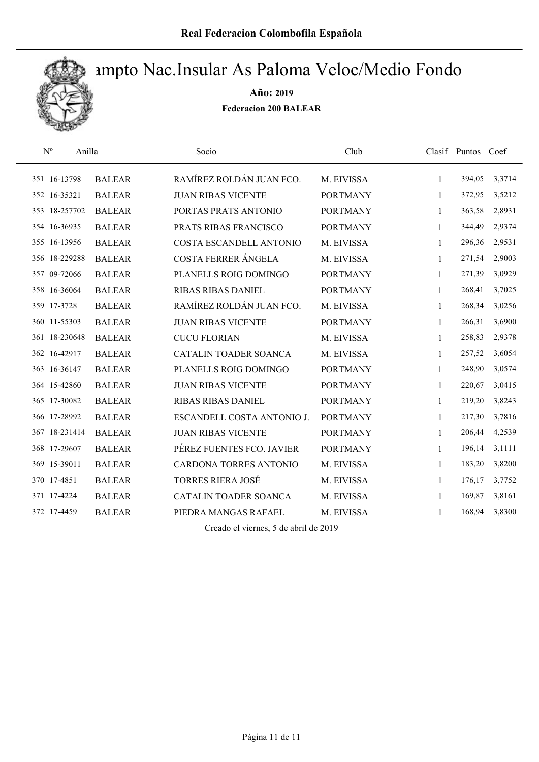# Real Federacion Colombofila Española

## ampto Nac.Insular As Paloma Veloc/Medio Fondo

**Año: 2019**

**Federacion 200 BALEAR**

| Nº | Anilla | | Socio | Club | Clasif | Puntos | Coef |
|---|---|---|---|---|---|---|---|
| 351 | 16-13798 | BALEAR | RAMÍREZ ROLDÁN JUAN FCO. | M. EIVISSA | 1 | 394,05 | 3,3714 |
| 352 | 16-35321 | BALEAR | JUAN RIBAS VICENTE | PORTMANY | 1 | 372,95 | 3,5212 |
| 353 | 18-257702 | BALEAR | PORTAS PRATS ANTONIO | PORTMANY | 1 | 363,58 | 2,8931 |
| 354 | 16-36935 | BALEAR | PRATS RIBAS FRANCISCO | PORTMANY | 1 | 344,49 | 2,9374 |
| 355 | 16-13956 | BALEAR | COSTA ESCANDELL ANTONIO | M. EIVISSA | 1 | 296,36 | 2,9531 |
| 356 | 18-229288 | BALEAR | COSTA FERRER ÁNGELA | M. EIVISSA | 1 | 271,54 | 2,9003 |
| 357 | 09-72066 | BALEAR | PLANELLS ROIG DOMINGO | PORTMANY | 1 | 271,39 | 3,0929 |
| 358 | 16-36064 | BALEAR | RIBAS RIBAS DANIEL | PORTMANY | 1 | 268,41 | 3,7025 |
| 359 | 17-3728 | BALEAR | RAMÍREZ ROLDÁN JUAN FCO. | M. EIVISSA | 1 | 268,34 | 3,0256 |
| 360 | 11-55303 | BALEAR | JUAN RIBAS VICENTE | PORTMANY | 1 | 266,31 | 3,6900 |
| 361 | 18-230648 | BALEAR | CUCU FLORIAN | M. EIVISSA | 1 | 258,83 | 2,9378 |
| 362 | 16-42917 | BALEAR | CATALIN TOADER SOANCA | M. EIVISSA | 1 | 257,52 | 3,6054 |
| 363 | 16-36147 | BALEAR | PLANELLS ROIG DOMINGO | PORTMANY | 1 | 248,90 | 3,0574 |
| 364 | 15-42860 | BALEAR | JUAN RIBAS VICENTE | PORTMANY | 1 | 220,67 | 3,0415 |
| 365 | 17-30082 | BALEAR | RIBAS RIBAS DANIEL | PORTMANY | 1 | 219,20 | 3,8243 |
| 366 | 17-28992 | BALEAR | ESCANDELL COSTA ANTONIO J. | PORTMANY | 1 | 217,30 | 3,7816 |
| 367 | 18-231414 | BALEAR | JUAN RIBAS VICENTE | PORTMANY | 1 | 206,44 | 4,2539 |
| 368 | 17-29607 | BALEAR | PÉREZ FUENTES FCO. JAVIER | PORTMANY | 1 | 196,14 | 3,1111 |
| 369 | 15-39011 | BALEAR | CARDONA TORRES ANTONIO | M. EIVISSA | 1 | 183,20 | 3,8200 |
| 370 | 17-4851 | BALEAR | TORRES RIERA JOSÉ | M. EIVISSA | 1 | 176,17 | 3,7752 |
| 371 | 17-4224 | BALEAR | CATALIN TOADER SOANCA | M. EIVISSA | 1 | 169,87 | 3,8161 |
| 372 | 17-4459 | BALEAR | PIEDRA MANGAS RAFAEL | M. EIVISSA | 1 | 168,94 | 3,8300 |

Creado el viernes, 5 de abril de 2019